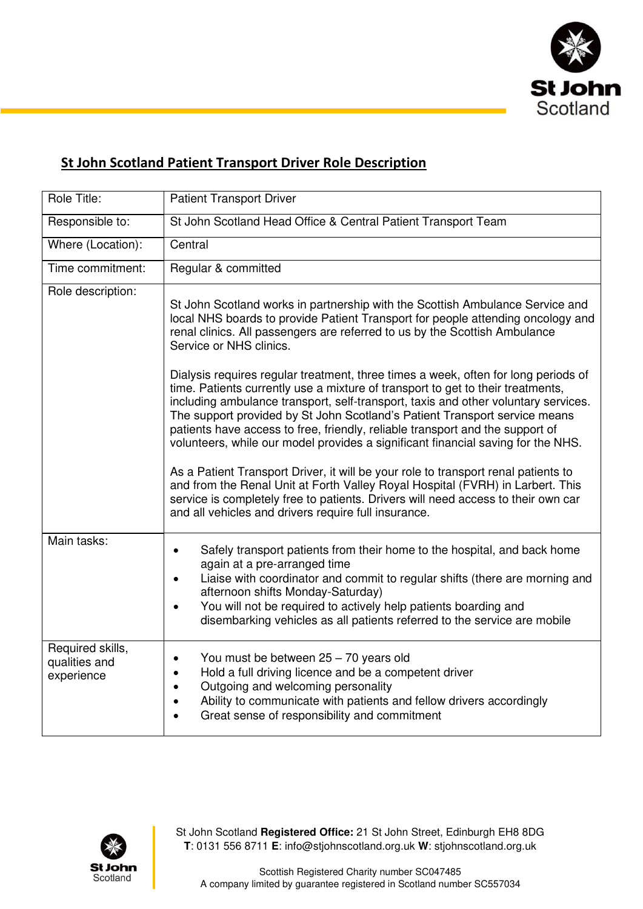# St John Scotland Patient Transport Driver Role Description

| Role Title: | Patient Transport Driver |
|---|---|
| Responsible to: | St John Scotland Head Office & Central Patient Transport Team |
| Where (Location): | Central |
| Time commitment: | Regular & committed |
| Role description: | St John Scotland works in partnership with the Scottish Ambulance Service and local NHS boards to provide Patient Transport for people attending oncology and renal clinics. All passengers are referred to us by the Scottish Ambulance Service or NHS clinics.<br><br>Dialysis requires regular treatment, three times a week, often for long periods of time. Patients currently use a mixture of transport to get to their treatments, including ambulance transport, self-transport, taxis and other voluntary services. The support provided by St John Scotland's Patient Transport service means patients have access to free, friendly, reliable transport and the support of volunteers, while our model provides a significant financial saving for the NHS.<br><br>As a Patient Transport Driver, it will be your role to transport renal patients to and from the Renal Unit at Forth Valley Royal Hospital (FVRH) in Larbert. This service is completely free to patients. Drivers will need access to their own car and all vehicles and drivers require full insurance. |
| Main tasks: | • Safely transport patients from their home to the hospital, and back home again at a pre-arranged time<br>• Liaise with coordinator and commit to regular shifts (there are morning and afternoon shifts Monday-Saturday)<br>• You will not be required to actively help patients boarding and disembarking vehicles as all patients referred to the service are mobile |
| Required skills, qualities and experience | • You must be between 25 – 70 years old<br>• Hold a full driving licence and be a competent driver<br>• Outgoing and welcoming personality<br>• Ability to communicate with patients and fellow drivers accordingly<br>• Great sense of responsibility and commitment |

St John Scotland **Registered Office:** 21 St John Street, Edinburgh EH8 8DG
**T**: 0131 556 8711 **E**: info@stjohnscotland.org.uk **W**: stjohnscotland.org.uk

Scottish Registered Charity number SC047485
A company limited by guarantee registered in Scotland number SC557034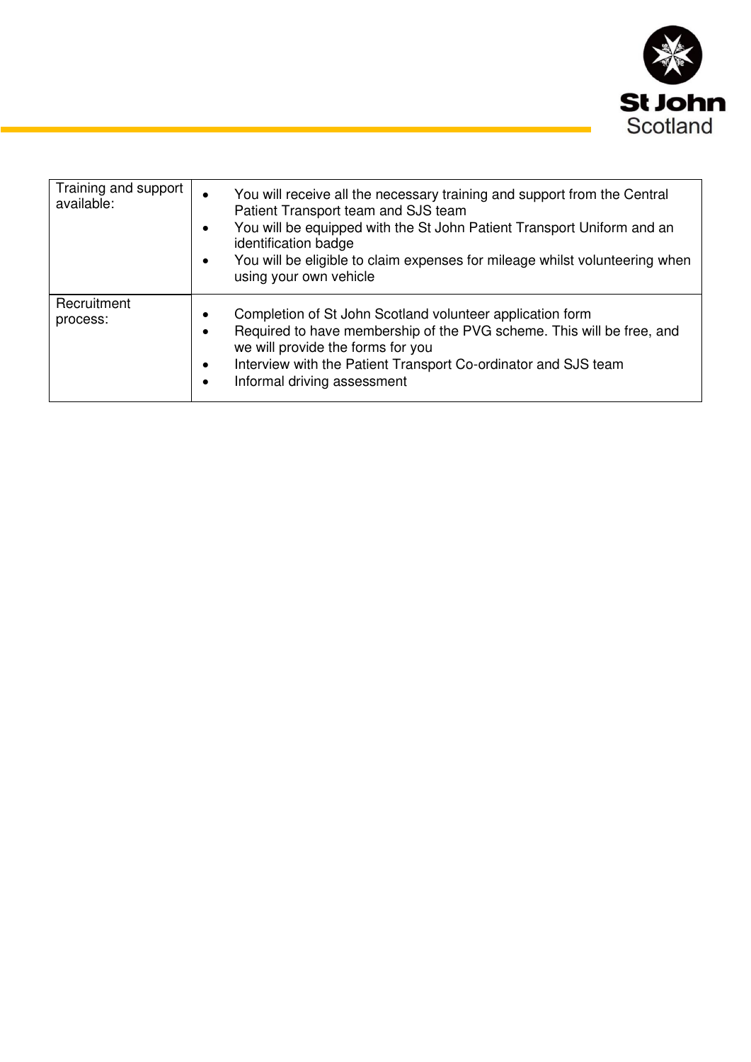| | |
|---|---|
| Training and support available: | • You will receive all the necessary training and support from the Central Patient Transport team and SJS team<br>• You will be equipped with the St John Patient Transport Uniform and an identification badge<br>• You will be eligible to claim expenses for mileage whilst volunteering when using your own vehicle |
| Recruitment process: | • Completion of St John Scotland volunteer application form<br>• Required to have membership of the PVG scheme. This will be free, and we will provide the forms for you<br>• Interview with the Patient Transport Co-ordinator and SJS team<br>• Informal driving assessment |